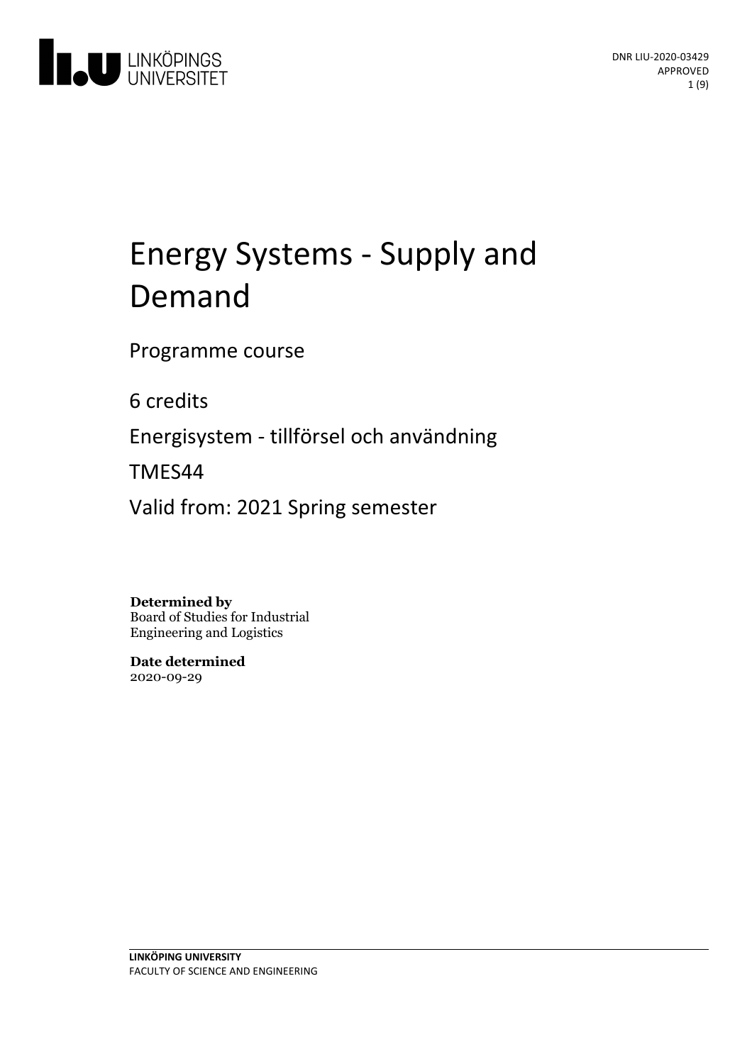DNR LIU-2020-03429
APPROVED

# Energy Systems - Supply and Demand

Programme course

6 credits

Energisystem - tillförsel och användning

TMES44

Valid from: 2021 Spring semester

**Determined by**
Board of Studies for Industrial Engineering and Logistics

**Date determined**
2020-09-29

**LINKÖPING UNIVERSITY**
FACULTY OF SCIENCE AND ENGINEERING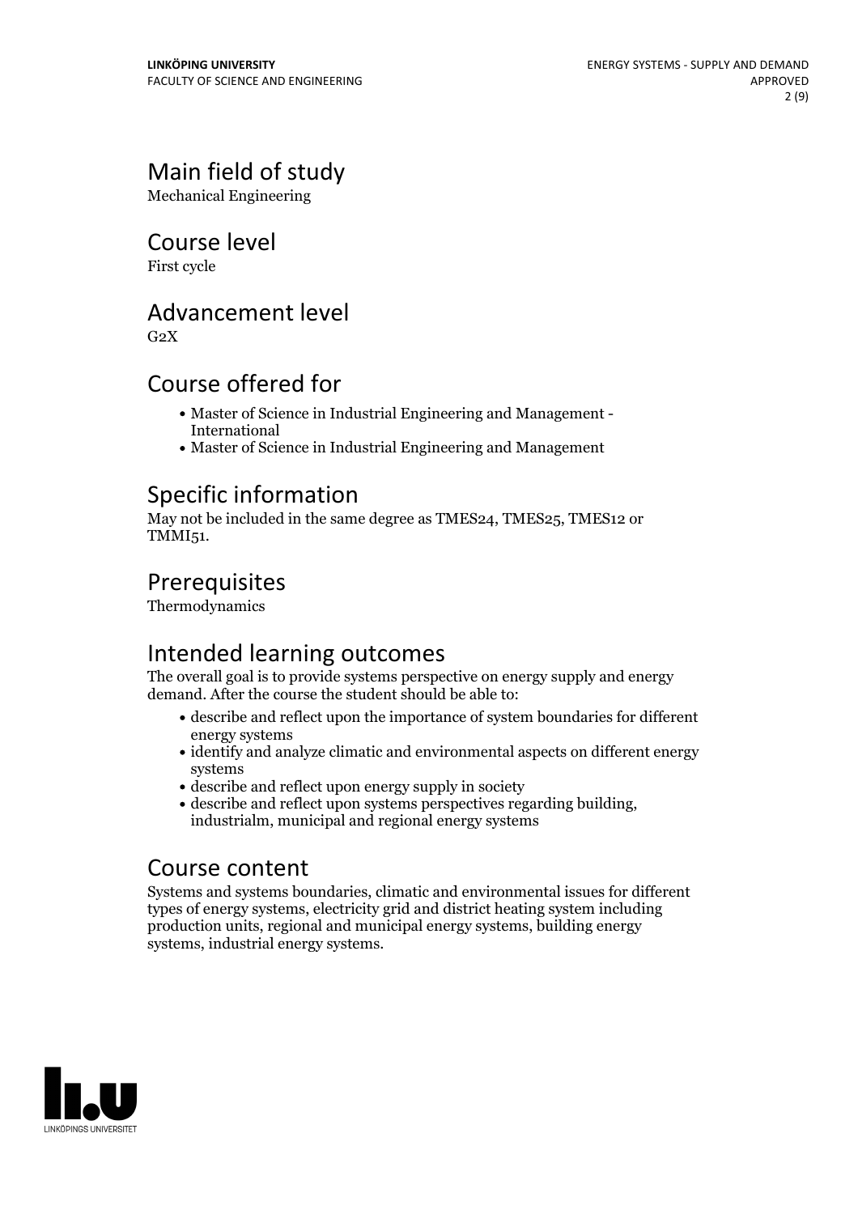## Main field of study

Mechanical Engineering

## Course level

First cycle

## Advancement level

G2X

## Course offered for

- Master of Science in Industrial Engineering and Management - International
- Master of Science in Industrial Engineering and Management

## Specific information

May not be included in the same degree as TMES24, TMES25, TMES12 or TMMI51.

## Prerequisites

Thermodynamics

## Intended learning outcomes

The overall goal is to provide systems perspective on energy supply and energy demand. After the course the student should be able to:

- describe and reflect upon the importance of system boundaries for different energy systems
- identify and analyze climatic and environmental aspects on different energy systems
- describe and reflect upon energy supply in society
- describe and reflect upon systems perspectives regarding building, industrialm, municipal and regional energy systems

## Course content

Systems and systems boundaries, climatic and environmental issues for different types of energy systems, electricity grid and district heating system including production units, regional and municipal energy systems, building energy systems, industrial energy systems.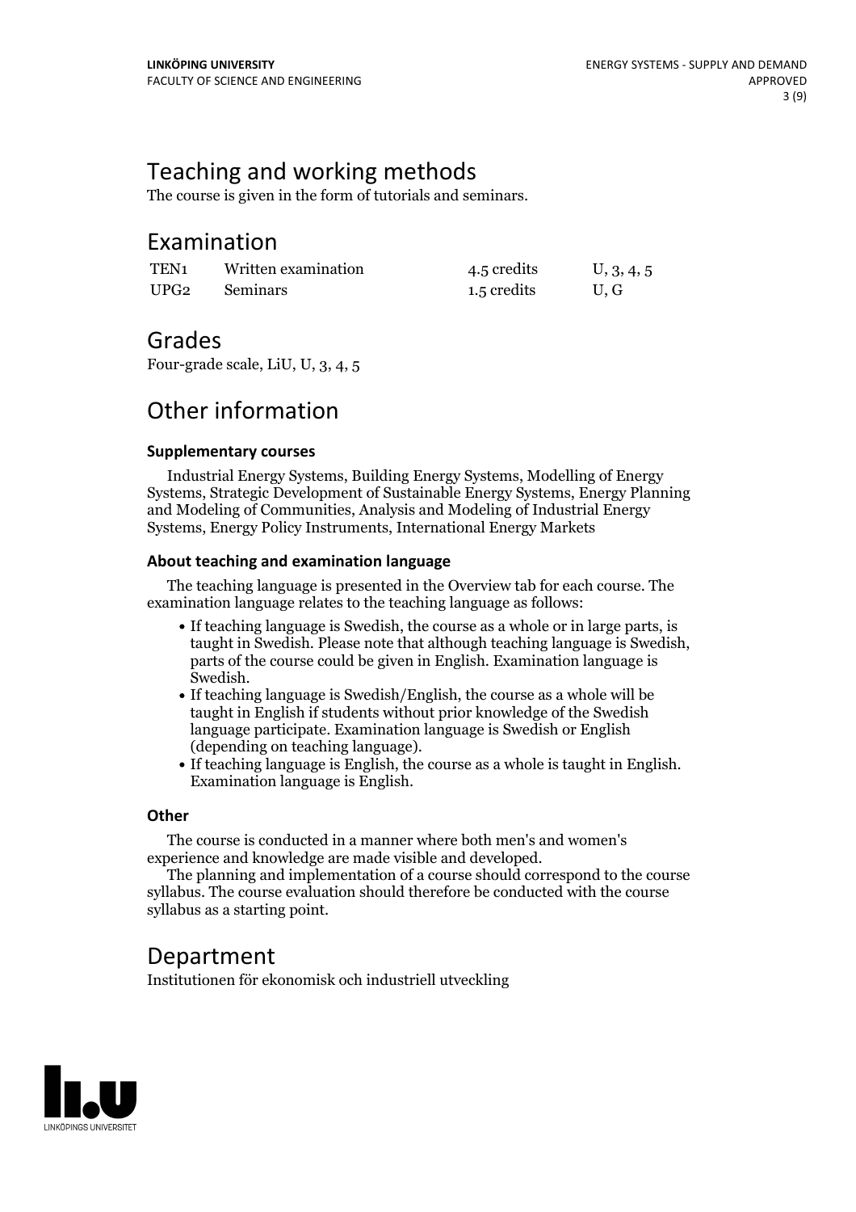## Teaching and working methods

The course is given in the form of tutorials and seminars.

## Examination

| | | | |
|---|---|---|---|
| TEN1 | Written examination | 4.5 credits | U, 3, 4, 5 |
| UPG2 | Seminars | 1.5 credits | U, G |

## Grades

Four-grade scale, LiU, U, 3, 4, 5

## Other information

### Supplementary courses

Industrial Energy Systems, Building Energy Systems, Modelling of Energy Systems, Strategic Development of Sustainable Energy Systems, Energy Planning and Modeling of Communities, Analysis and Modeling of Industrial Energy Systems, Energy Policy Instruments, International Energy Markets

### About teaching and examination language

The teaching language is presented in the Overview tab for each course. The examination language relates to the teaching language as follows:

- If teaching language is Swedish, the course as a whole or in large parts, is taught in Swedish. Please note that although teaching language is Swedish, parts of the course could be given in English. Examination language is Swedish.
- If teaching language is Swedish/English, the course as a whole will be taught in English if students without prior knowledge of the Swedish language participate. Examination language is Swedish or English (depending on teaching language).
- If teaching language is English, the course as a whole is taught in English. Examination language is English.

### Other

The course is conducted in a manner where both men's and women's experience and knowledge are made visible and developed.

The planning and implementation of a course should correspond to the course syllabus. The course evaluation should therefore be conducted with the course syllabus as a starting point.

## Department

Institutionen för ekonomisk och industriell utveckling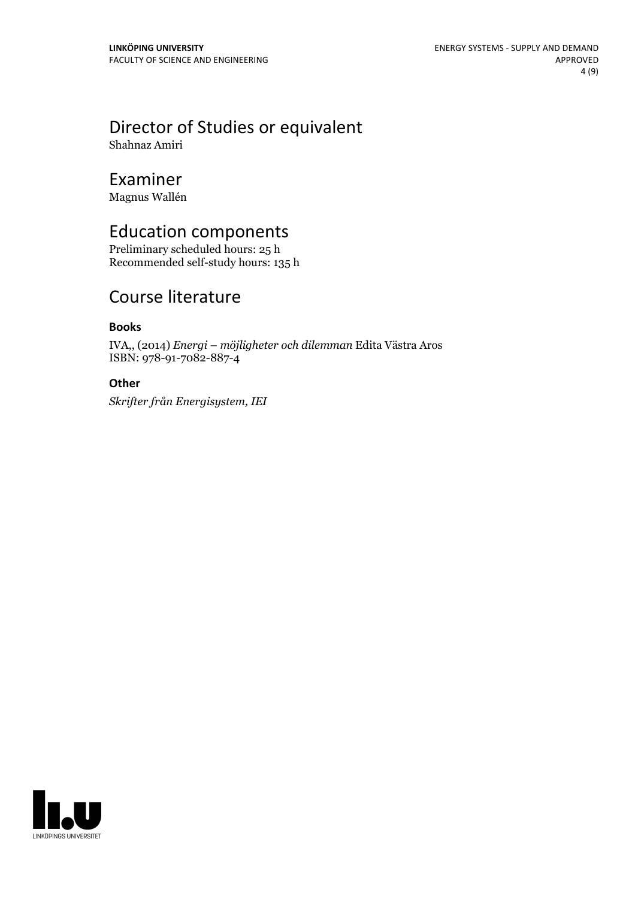## Director of Studies or equivalent

Shahnaz Amiri

## Examiner

Magnus Wallén

## Education components

Preliminary scheduled hours: 25 h
Recommended self-study hours: 135 h

## Course literature

### Books

IVA,, (2014) *Energi – möjligheter och dilemman* Edita Västra Aros
ISBN: 978-91-7082-887-4

### Other

*Skrifter från Energisystem, IEI*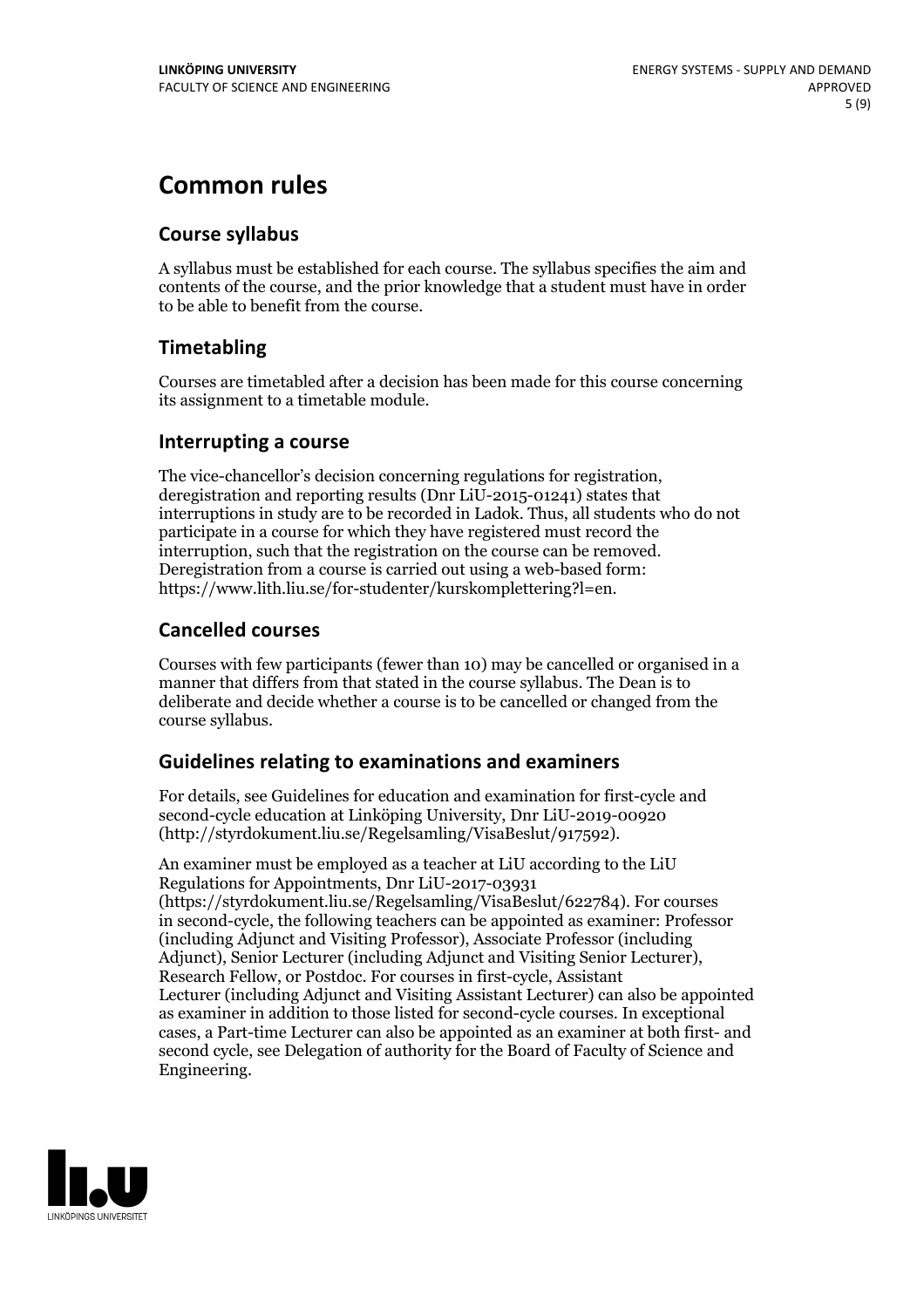# Common rules

## Course syllabus

A syllabus must be established for each course. The syllabus specifies the aim and contents of the course, and the prior knowledge that a student must have in order to be able to benefit from the course.

## Timetabling

Courses are timetabled after a decision has been made for this course concerning its assignment to a timetable module.

## Interrupting a course

The vice-chancellor's decision concerning regulations for registration, deregistration and reporting results (Dnr LiU-2015-01241) states that interruptions in study are to be recorded in Ladok. Thus, all students who do not participate in a course for which they have registered must record the interruption, such that the registration on the course can be removed. Deregistration from a course is carried out using a web-based form: https://www.lith.liu.se/for-studenter/kurskomplettering?l=en.

## Cancelled courses

Courses with few participants (fewer than 10) may be cancelled or organised in a manner that differs from that stated in the course syllabus. The Dean is to deliberate and decide whether a course is to be cancelled or changed from the course syllabus.

## Guidelines relating to examinations and examiners

For details, see Guidelines for education and examination for first-cycle and second-cycle education at Linköping University, Dnr LiU-2019-00920 (http://styrdokument.liu.se/Regelsamling/VisaBeslut/917592).

An examiner must be employed as a teacher at LiU according to the LiU Regulations for Appointments, Dnr LiU-2017-03931 (https://styrdokument.liu.se/Regelsamling/VisaBeslut/622784). For courses in second-cycle, the following teachers can be appointed as examiner: Professor (including Adjunct and Visiting Professor), Associate Professor (including Adjunct), Senior Lecturer (including Adjunct and Visiting Senior Lecturer), Research Fellow, or Postdoc. For courses in first-cycle, Assistant Lecturer (including Adjunct and Visiting Assistant Lecturer) can also be appointed as examiner in addition to those listed for second-cycle courses. In exceptional cases, a Part-time Lecturer can also be appointed as an examiner at both first- and second cycle, see Delegation of authority for the Board of Faculty of Science and Engineering.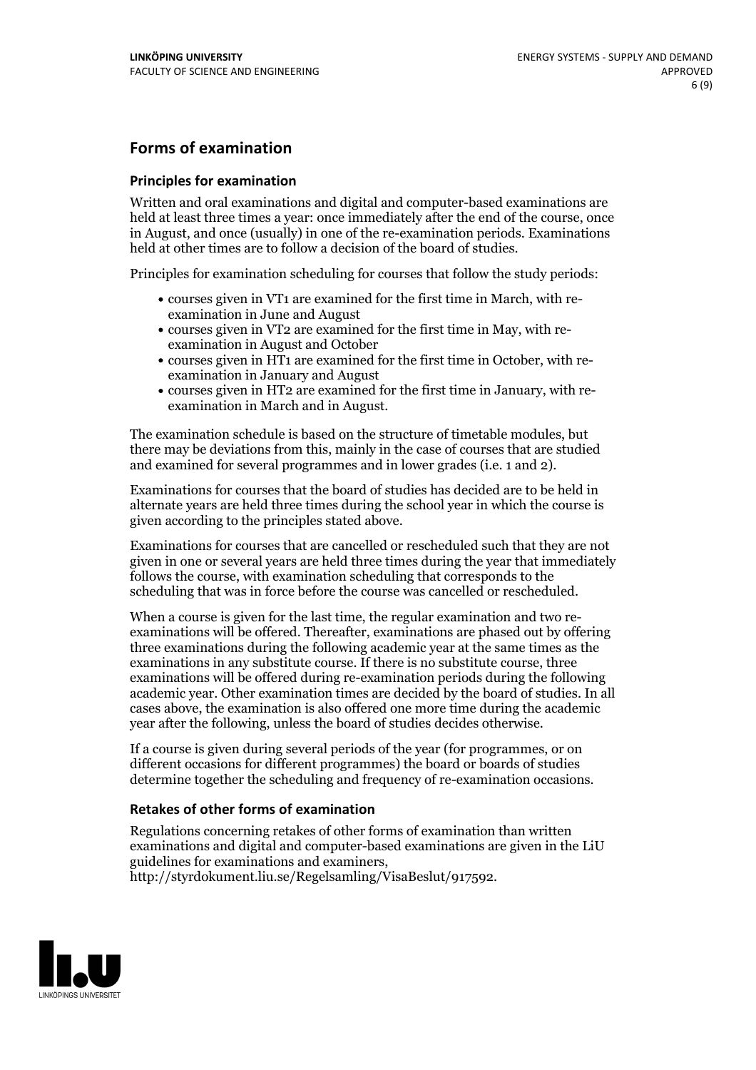## Forms of examination

### Principles for examination

Written and oral examinations and digital and computer-based examinations are held at least three times a year: once immediately after the end of the course, once in August, and once (usually) in one of the re-examination periods. Examinations held at other times are to follow a decision of the board of studies.

Principles for examination scheduling for courses that follow the study periods:

- courses given in VT1 are examined for the first time in March, with re-examination in June and August
- courses given in VT2 are examined for the first time in May, with re-examination in August and October
- courses given in HT1 are examined for the first time in October, with re-examination in January and August
- courses given in HT2 are examined for the first time in January, with re-examination in March and in August.

The examination schedule is based on the structure of timetable modules, but there may be deviations from this, mainly in the case of courses that are studied and examined for several programmes and in lower grades (i.e. 1 and 2).

Examinations for courses that the board of studies has decided are to be held in alternate years are held three times during the school year in which the course is given according to the principles stated above.

Examinations for courses that are cancelled or rescheduled such that they are not given in one or several years are held three times during the year that immediately follows the course, with examination scheduling that corresponds to the scheduling that was in force before the course was cancelled or rescheduled.

When a course is given for the last time, the regular examination and two re-examinations will be offered. Thereafter, examinations are phased out by offering three examinations during the following academic year at the same times as the examinations in any substitute course. If there is no substitute course, three examinations will be offered during re-examination periods during the following academic year. Other examination times are decided by the board of studies. In all cases above, the examination is also offered one more time during the academic year after the following, unless the board of studies decides otherwise.

If a course is given during several periods of the year (for programmes, or on different occasions for different programmes) the board or boards of studies determine together the scheduling and frequency of re-examination occasions.

### Retakes of other forms of examination

Regulations concerning retakes of other forms of examination than written examinations and digital and computer-based examinations are given in the LiU guidelines for examinations and examiners, http://styrdokument.liu.se/Regelsamling/VisaBeslut/917592.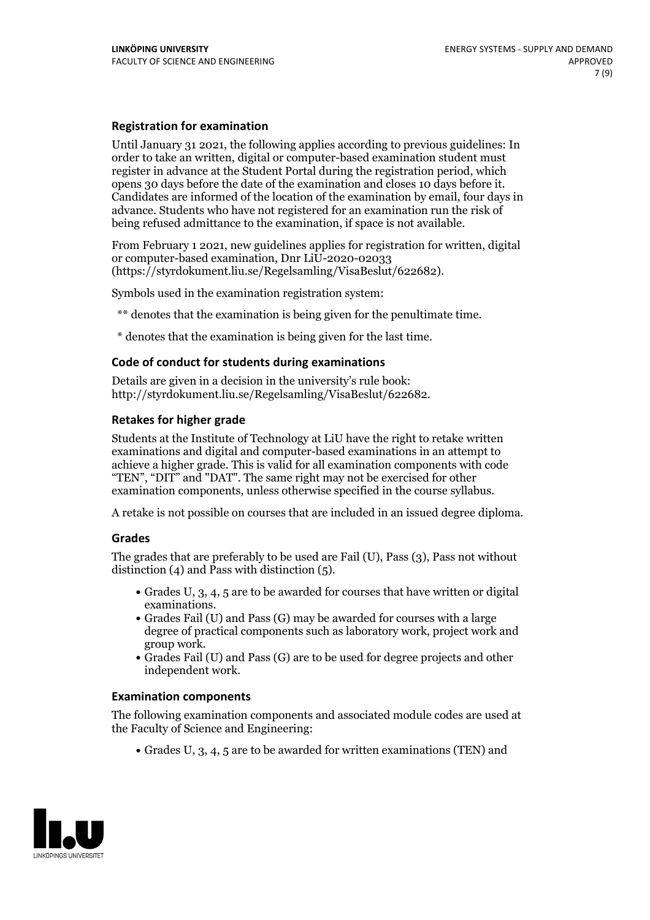### Registration for examination

Until January 31 2021, the following applies according to previous guidelines: In order to take an written, digital or computer-based examination student must register in advance at the Student Portal during the registration period, which opens 30 days before the date of the examination and closes 10 days before it. Candidates are informed of the location of the examination by email, four days in advance. Students who have not registered for an examination run the risk of being refused admittance to the examination, if space is not available.

From February 1 2021, new guidelines applies for registration for written, digital or computer-based examination, Dnr LiU-2020-02033 (https://styrdokument.liu.se/Regelsamling/VisaBeslut/622682).

Symbols used in the examination registration system:

** denotes that the examination is being given for the penultimate time.

* denotes that the examination is being given for the last time.

### Code of conduct for students during examinations

Details are given in a decision in the university's rule book: http://styrdokument.liu.se/Regelsamling/VisaBeslut/622682.

### Retakes for higher grade

Students at the Institute of Technology at LiU have the right to retake written examinations and digital and computer-based examinations in an attempt to achieve a higher grade. This is valid for all examination components with code "TEN", "DIT" and "DAT". The same right may not be exercised for other examination components, unless otherwise specified in the course syllabus.

A retake is not possible on courses that are included in an issued degree diploma.

### Grades

The grades that are preferably to be used are Fail (U), Pass (3), Pass not without distinction (4) and Pass with distinction (5).

- Grades U, 3, 4, 5 are to be awarded for courses that have written or digital examinations.
- Grades Fail (U) and Pass (G) may be awarded for courses with a large degree of practical components such as laboratory work, project work and group work.
- Grades Fail (U) and Pass (G) are to be used for degree projects and other independent work.

### Examination components

The following examination components and associated module codes are used at the Faculty of Science and Engineering:

- Grades U, 3, 4, 5 are to be awarded for written examinations (TEN) and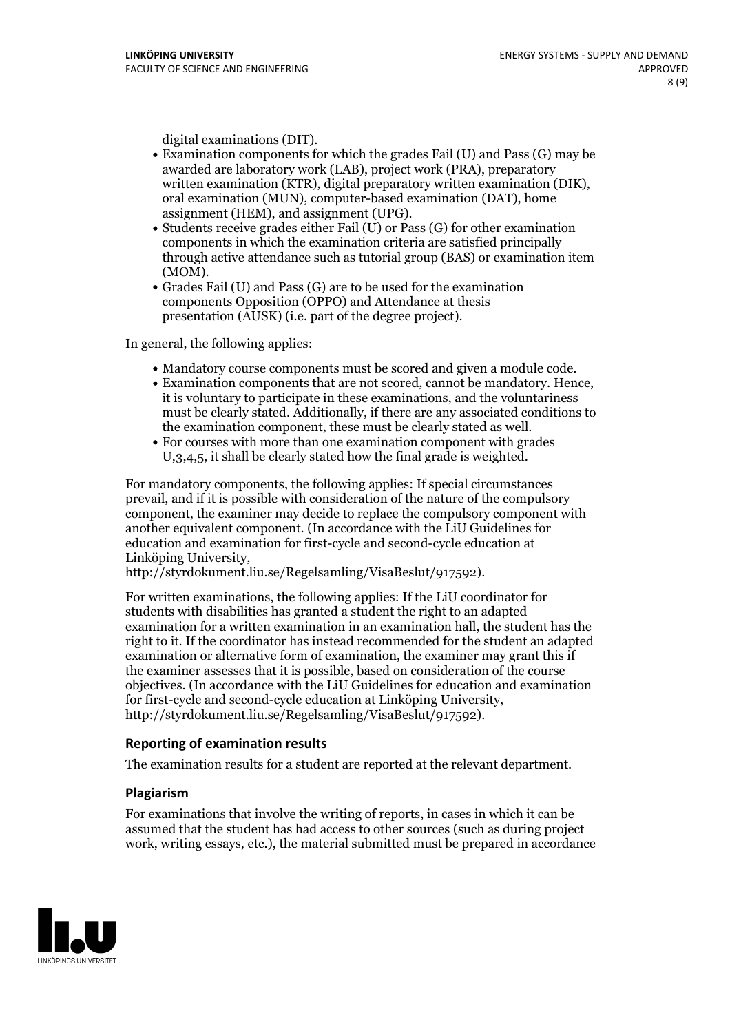digital examinations (DIT).

- Examination components for which the grades Fail (U) and Pass (G) may be awarded are laboratory work (LAB), project work (PRA), preparatory written examination (KTR), digital preparatory written examination (DIK), oral examination (MUN), computer-based examination (DAT), home assignment (HEM), and assignment (UPG).
- Students receive grades either Fail (U) or Pass (G) for other examination components in which the examination criteria are satisfied principally through active attendance such as tutorial group (BAS) or examination item (MOM).
- Grades Fail (U) and Pass (G) are to be used for the examination components Opposition (OPPO) and Attendance at thesis presentation (AUSK) (i.e. part of the degree project).

In general, the following applies:

- Mandatory course components must be scored and given a module code.
- Examination components that are not scored, cannot be mandatory. Hence, it is voluntary to participate in these examinations, and the voluntariness must be clearly stated. Additionally, if there are any associated conditions to the examination component, these must be clearly stated as well.
- For courses with more than one examination component with grades U,3,4,5, it shall be clearly stated how the final grade is weighted.

For mandatory components, the following applies: If special circumstances prevail, and if it is possible with consideration of the nature of the compulsory component, the examiner may decide to replace the compulsory component with another equivalent component. (In accordance with the LiU Guidelines for education and examination for first-cycle and second-cycle education at Linköping University, http://styrdokument.liu.se/Regelsamling/VisaBeslut/917592).

For written examinations, the following applies: If the LiU coordinator for students with disabilities has granted a student the right to an adapted examination for a written examination in an examination hall, the student has the right to it. If the coordinator has instead recommended for the student an adapted examination or alternative form of examination, the examiner may grant this if the examiner assesses that it is possible, based on consideration of the course objectives. (In accordance with the LiU Guidelines for education and examination for first-cycle and second-cycle education at Linköping University, http://styrdokument.liu.se/Regelsamling/VisaBeslut/917592).

### Reporting of examination results

The examination results for a student are reported at the relevant department.

### Plagiarism

For examinations that involve the writing of reports, in cases in which it can be assumed that the student has had access to other sources (such as during project work, writing essays, etc.), the material submitted must be prepared in accordance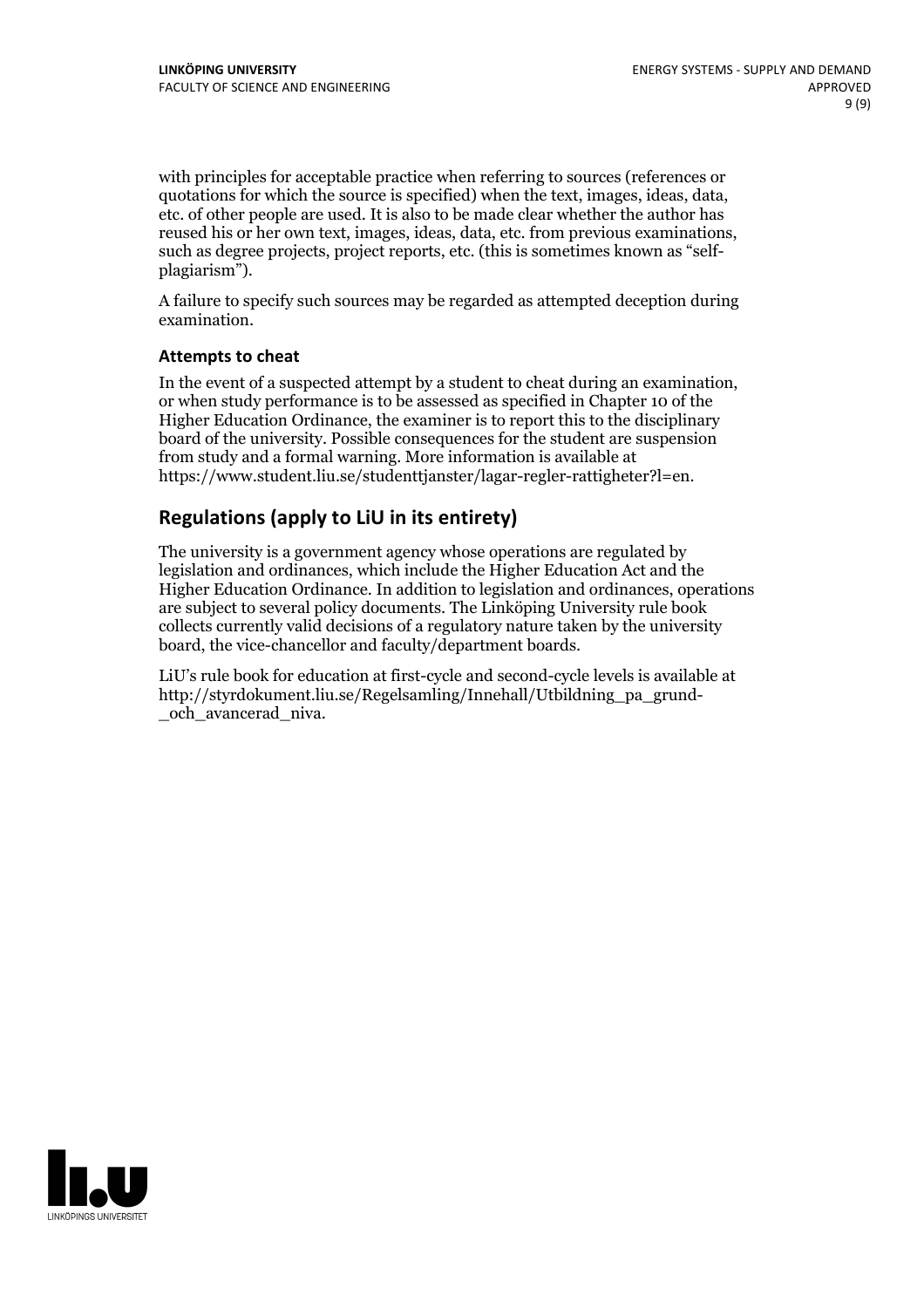with principles for acceptable practice when referring to sources (references or quotations for which the source is specified) when the text, images, ideas, data, etc. of other people are used. It is also to be made clear whether the author has reused his or her own text, images, ideas, data, etc. from previous examinations, such as degree projects, project reports, etc. (this is sometimes known as "self-plagiarism").

A failure to specify such sources may be regarded as attempted deception during examination.

### Attempts to cheat

In the event of a suspected attempt by a student to cheat during an examination, or when study performance is to be assessed as specified in Chapter 10 of the Higher Education Ordinance, the examiner is to report this to the disciplinary board of the university. Possible consequences for the student are suspension from study and a formal warning. More information is available at https://www.student.liu.se/studenttjanster/lagar-regler-rattigheter?l=en.

## Regulations (apply to LiU in its entirety)

The university is a government agency whose operations are regulated by legislation and ordinances, which include the Higher Education Act and the Higher Education Ordinance. In addition to legislation and ordinances, operations are subject to several policy documents. The Linköping University rule book collects currently valid decisions of a regulatory nature taken by the university board, the vice-chancellor and faculty/department boards.

LiU's rule book for education at first-cycle and second-cycle levels is available at http://styrdokument.liu.se/Regelsamling/Innehall/Utbildning_pa_grund-_och_avancerad_niva.